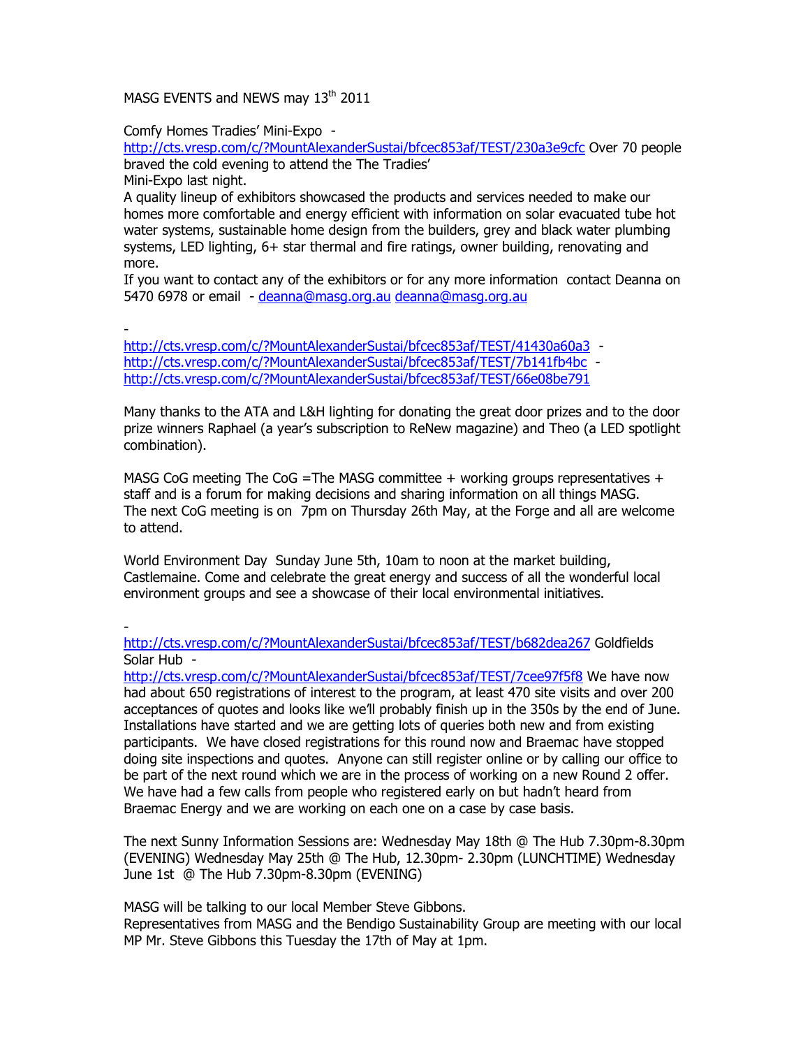MASG EVENTS and NEWS may 13th 2011

Comfy Homes Tradies' Mini-Expo - http://cts.vresp.com/c/?MountAlexanderSustai/bfcec853af/TEST/230a3e9cfc Over 70 people braved the cold evening to attend the The Tradies' Mini-Expo last night.

A quality lineup of exhibitors showcased the products and services needed to make our homes more comfortable and energy efficient with information on solar evacuated tube hot water systems, sustainable home design from the builders, grey and black water plumbing systems, LED lighting, 6+ star thermal and fire ratings, owner building, renovating and more.

If you want to contact any of the exhibitors or for any more information contact Deanna on 5470 6978 or email - deanna@masg.org.au deanna@masg.org.au

- http://cts.vresp.com/c/?MountAlexanderSustai/bfcec853af/TEST/41430a60a3 - http://cts.vresp.com/c/?MountAlexanderSustai/bfcec853af/TEST/7b141fb4bc - http://cts.vresp.com/c/?MountAlexanderSustai/bfcec853af/TEST/66e08be791

Many thanks to the ATA and L&H lighting for donating the great door prizes and to the door prize winners Raphael (a year's subscription to ReNew magazine) and Theo (a LED spotlight combination).

MASG CoG meeting The CoG =The MASG committee + working groups representatives + staff and is a forum for making decisions and sharing information on all things MASG.
The next CoG meeting is on 7pm on Thursday 26th May, at the Forge and all are welcome to attend.

World Environment Day Sunday June 5th, 10am to noon at the market building, Castlemaine. Come and celebrate the great energy and success of all the wonderful local environment groups and see a showcase of their local environmental initiatives.

- http://cts.vresp.com/c/?MountAlexanderSustai/bfcec853af/TEST/b682dea267 Goldfields Solar Hub - http://cts.vresp.com/c/?MountAlexanderSustai/bfcec853af/TEST/7cee97f5f8 We have now had about 650 registrations of interest to the program, at least 470 site visits and over 200 acceptances of quotes and looks like we'll probably finish up in the 350s by the end of June. Installations have started and we are getting lots of queries both new and from existing participants. We have closed registrations for this round now and Braemac have stopped doing site inspections and quotes. Anyone can still register online or by calling our office to be part of the next round which we are in the process of working on a new Round 2 offer. We have had a few calls from people who registered early on but hadn't heard from Braemac Energy and we are working on each one on a case by case basis.

The next Sunny Information Sessions are: Wednesday May 18th @ The Hub 7.30pm-8.30pm (EVENING) Wednesday May 25th @ The Hub, 12.30pm- 2.30pm (LUNCHTIME) Wednesday June 1st @ The Hub 7.30pm-8.30pm (EVENING)

MASG will be talking to our local Member Steve Gibbons.
Representatives from MASG and the Bendigo Sustainability Group are meeting with our local MP Mr. Steve Gibbons this Tuesday the 17th of May at 1pm.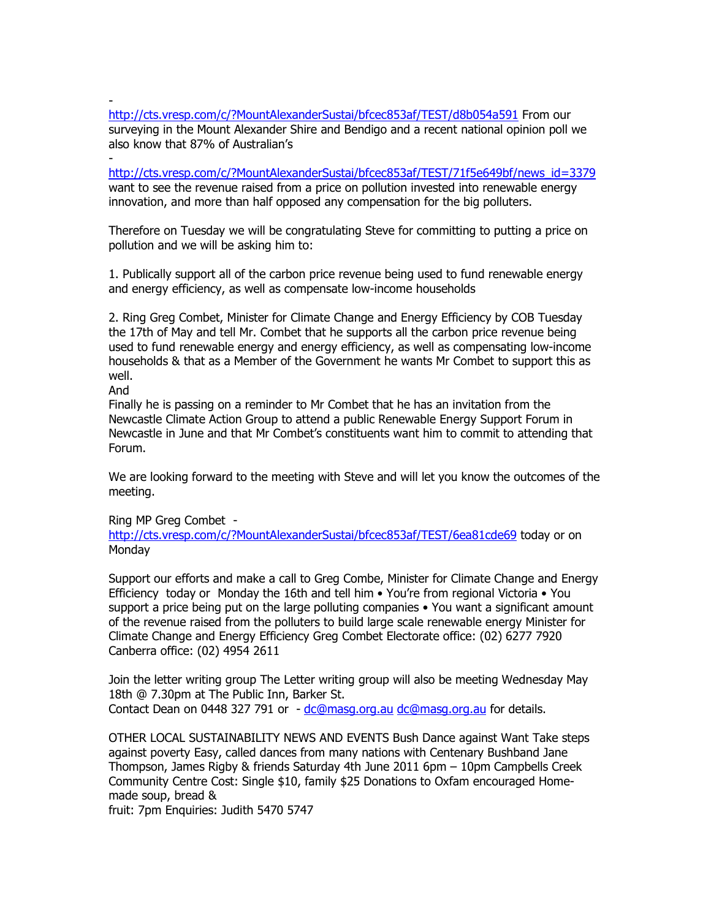-
http://cts.vresp.com/c/?MountAlexanderSustai/bfcec853af/TEST/d8b054a591 From our surveying in the Mount Alexander Shire and Bendigo and a recent national opinion poll we also know that 87% of Australian's

-
http://cts.vresp.com/c/?MountAlexanderSustai/bfcec853af/TEST/71f5e649bf/news_id=3379 want to see the revenue raised from a price on pollution invested into renewable energy innovation, and more than half opposed any compensation for the big polluters.

Therefore on Tuesday we will be congratulating Steve for committing to putting a price on pollution and we will be asking him to:

1. Publically support all of the carbon price revenue being used to fund renewable energy and energy efficiency, as well as compensate low-income households

2. Ring Greg Combet, Minister for Climate Change and Energy Efficiency by COB Tuesday the 17th of May and tell Mr. Combet that he supports all the carbon price revenue being used to fund renewable energy and energy efficiency, as well as compensating low-income households & that as a Member of the Government he wants Mr Combet to support this as well.

And

Finally he is passing on a reminder to Mr Combet that he has an invitation from the Newcastle Climate Action Group to attend a public Renewable Energy Support Forum in Newcastle in June and that Mr Combet's constituents want him to commit to attending that Forum.

We are looking forward to the meeting with Steve and will let you know the outcomes of the meeting.

Ring MP Greg Combet -
http://cts.vresp.com/c/?MountAlexanderSustai/bfcec853af/TEST/6ea81cde69 today or on Monday

Support our efforts and make a call to Greg Combe, Minister for Climate Change and Energy Efficiency today or Monday the 16th and tell him • You're from regional Victoria • You support a price being put on the large polluting companies • You want a significant amount of the revenue raised from the polluters to build large scale renewable energy Minister for Climate Change and Energy Efficiency Greg Combet Electorate office: (02) 6277 7920 Canberra office: (02) 4954 2611

Join the letter writing group The Letter writing group will also be meeting Wednesday May 18th @ 7.30pm at The Public Inn, Barker St.
Contact Dean on 0448 327 791 or - dc@masg.org.au dc@masg.org.au for details.

OTHER LOCAL SUSTAINABILITY NEWS AND EVENTS Bush Dance against Want Take steps against poverty Easy, called dances from many nations with Centenary Bushband Jane Thompson, James Rigby & friends Saturday 4th June 2011 6pm – 10pm Campbells Creek Community Centre Cost: Single $10, family $25 Donations to Oxfam encouraged Home-made soup, bread &
fruit: 7pm Enquiries: Judith 5470 5747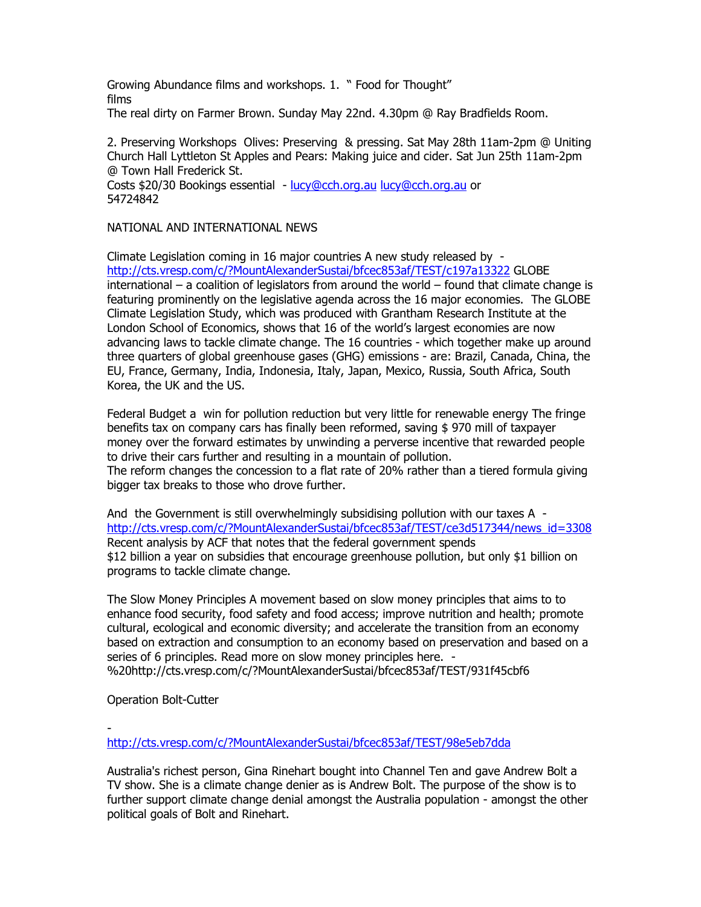Growing Abundance films and workshops. 1. " Food for Thought" films
The real dirty on Farmer Brown. Sunday May 22nd. 4.30pm @ Ray Bradfields Room.

2. Preserving Workshops Olives: Preserving & pressing. Sat May 28th 11am-2pm @ Uniting Church Hall Lyttleton St Apples and Pears: Making juice and cider. Sat Jun 25th 11am-2pm @ Town Hall Frederick St.
Costs $20/30 Bookings essential - lucy@cch.org.au lucy@cch.org.au or 54724842

NATIONAL AND INTERNATIONAL NEWS

Climate Legislation coming in 16 major countries A new study released by - http://cts.vresp.com/c/?MountAlexanderSustai/bfcec853af/TEST/c197a13322 GLOBE international – a coalition of legislators from around the world – found that climate change is featuring prominently on the legislative agenda across the 16 major economies. The GLOBE Climate Legislation Study, which was produced with Grantham Research Institute at the London School of Economics, shows that 16 of the world's largest economies are now advancing laws to tackle climate change. The 16 countries - which together make up around three quarters of global greenhouse gases (GHG) emissions - are: Brazil, Canada, China, the EU, France, Germany, India, Indonesia, Italy, Japan, Mexico, Russia, South Africa, South Korea, the UK and the US.

Federal Budget a win for pollution reduction but very little for renewable energy The fringe benefits tax on company cars has finally been reformed, saving $ 970 mill of taxpayer money over the forward estimates by unwinding a perverse incentive that rewarded people to drive their cars further and resulting in a mountain of pollution.
The reform changes the concession to a flat rate of 20% rather than a tiered formula giving bigger tax breaks to those who drove further.

And the Government is still overwhelmingly subsidising pollution with our taxes A - http://cts.vresp.com/c/?MountAlexanderSustai/bfcec853af/TEST/ce3d517344/news_id=3308
Recent analysis by ACF that notes that the federal government spends $12 billion a year on subsidies that encourage greenhouse pollution, but only $1 billion on programs to tackle climate change.

The Slow Money Principles A movement based on slow money principles that aims to to enhance food security, food safety and food access; improve nutrition and health; promote cultural, ecological and economic diversity; and accelerate the transition from an economy based on extraction and consumption to an economy based on preservation and based on a series of 6 principles. Read more on slow money principles here. - %20http://cts.vresp.com/c/?MountAlexanderSustai/bfcec853af/TEST/931f45cbf6

Operation Bolt-Cutter

- http://cts.vresp.com/c/?MountAlexanderSustai/bfcec853af/TEST/98e5eb7dda

Australia's richest person, Gina Rinehart bought into Channel Ten and gave Andrew Bolt a TV show. She is a climate change denier as is Andrew Bolt. The purpose of the show is to further support climate change denial amongst the Australia population - amongst the other political goals of Bolt and Rinehart.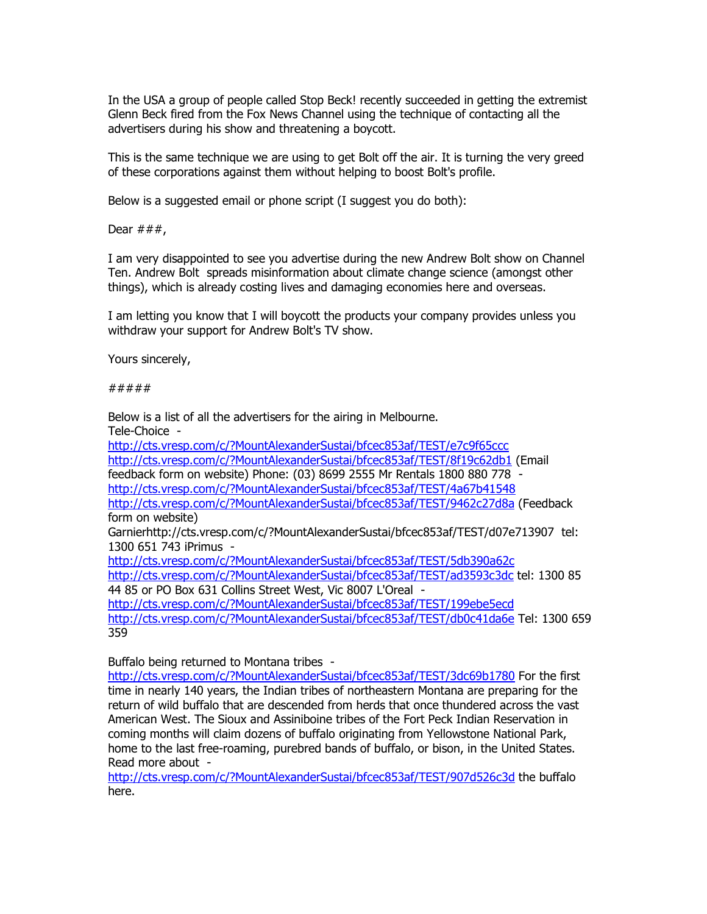In the USA a group of people called Stop Beck! recently succeeded in getting the extremist Glenn Beck fired from the Fox News Channel using the technique of contacting all the advertisers during his show and threatening a boycott.

This is the same technique we are using to get Bolt off the air. It is turning the very greed of these corporations against them without helping to boost Bolt's profile.

Below is a suggested email or phone script (I suggest you do both):

Dear ###,

I am very disappointed to see you advertise during the new Andrew Bolt show on Channel Ten. Andrew Bolt spreads misinformation about climate change science (amongst other things), which is already costing lives and damaging economies here and overseas.

I am letting you know that I will boycott the products your company provides unless you withdraw your support for Andrew Bolt's TV show.

Yours sincerely,

#####

Below is a list of all the advertisers for the airing in Melbourne.
Tele-Choice - http://cts.vresp.com/c/?MountAlexanderSustai/bfcec853af/TEST/e7c9f65ccc http://cts.vresp.com/c/?MountAlexanderSustai/bfcec853af/TEST/8f19c62db1 (Email feedback form on website) Phone: (03) 8699 2555 Mr Rentals 1800 880 778 - http://cts.vresp.com/c/?MountAlexanderSustai/bfcec853af/TEST/4a67b41548 http://cts.vresp.com/c/?MountAlexanderSustai/bfcec853af/TEST/9462c27d8a (Feedback form on website)
Garnierhttp://cts.vresp.com/c/?MountAlexanderSustai/bfcec853af/TEST/d07e713907 tel: 1300 651 743 iPrimus - http://cts.vresp.com/c/?MountAlexanderSustai/bfcec853af/TEST/5db390a62c http://cts.vresp.com/c/?MountAlexanderSustai/bfcec853af/TEST/ad3593c3dc tel: 1300 85 44 85 or PO Box 631 Collins Street West, Vic 8007 L'Oreal - http://cts.vresp.com/c/?MountAlexanderSustai/bfcec853af/TEST/199ebe5ecd http://cts.vresp.com/c/?MountAlexanderSustai/bfcec853af/TEST/db0c41da6e Tel: 1300 659 359

Buffalo being returned to Montana tribes - http://cts.vresp.com/c/?MountAlexanderSustai/bfcec853af/TEST/3dc69b1780 For the first time in nearly 140 years, the Indian tribes of northeastern Montana are preparing for the return of wild buffalo that are descended from herds that once thundered across the vast American West. The Sioux and Assiniboine tribes of the Fort Peck Indian Reservation in coming months will claim dozens of buffalo originating from Yellowstone National Park, home to the last free-roaming, purebred bands of buffalo, or bison, in the United States. Read more about - http://cts.vresp.com/c/?MountAlexanderSustai/bfcec853af/TEST/907d526c3d the buffalo here.